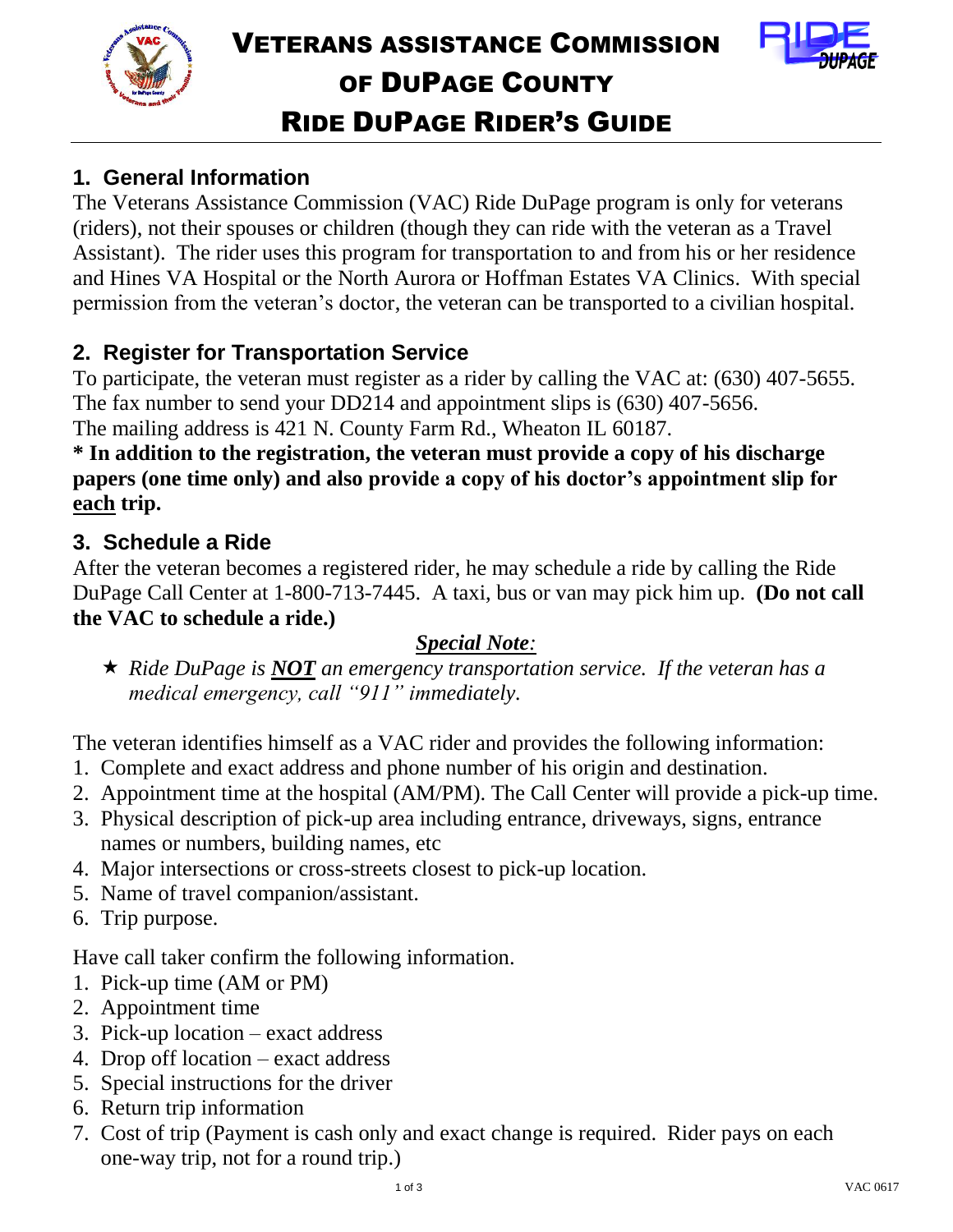# Veterans Assistance Commission of DuPage County
# Ride DuPage Rider's Guide

## 1. General Information

The Veterans Assistance Commission (VAC) Ride DuPage program is only for veterans (riders), not their spouses or children (though they can ride with the veteran as a Travel Assistant). The rider uses this program for transportation to and from his or her residence and Hines VA Hospital or the North Aurora or Hoffman Estates VA Clinics. With special permission from the veteran's doctor, the veteran can be transported to a civilian hospital.

## 2. Register for Transportation Service

To participate, the veteran must register as a rider by calling the VAC at: (630) 407-5655. The fax number to send your DD214 and appointment slips is (630) 407-5656. The mailing address is 421 N. County Farm Rd., Wheaton IL 60187.

**\* In addition to the registration, the veteran must provide a copy of his discharge papers (one time only) and also provide a copy of his doctor's appointment slip for <u>each</u> trip.**

## 3. Schedule a Ride

After the veteran becomes a registered rider, he may schedule a ride by calling the Ride DuPage Call Center at 1-800-713-7445. A taxi, bus or van may pick him up. **(Do not call the VAC to schedule a ride.)**

***<u>Special Note</u>:***

- ★ *Ride DuPage is **<u>NOT</u>** an emergency transportation service. If the veteran has a medical emergency, call "911" immediately.*

The veteran identifies himself as a VAC rider and provides the following information:

1. Complete and exact address and phone number of his origin and destination.
2. Appointment time at the hospital (AM/PM). The Call Center will provide a pick-up time.
3. Physical description of pick-up area including entrance, driveways, signs, entrance names or numbers, building names, etc
4. Major intersections or cross-streets closest to pick-up location.
5. Name of travel companion/assistant.
6. Trip purpose.

Have call taker confirm the following information.

1. Pick-up time (AM or PM)
2. Appointment time
3. Pick-up location – exact address
4. Drop off location – exact address
5. Special instructions for the driver
6. Return trip information
7. Cost of trip (Payment is cash only and exact change is required. Rider pays on each one-way trip, not for a round trip.)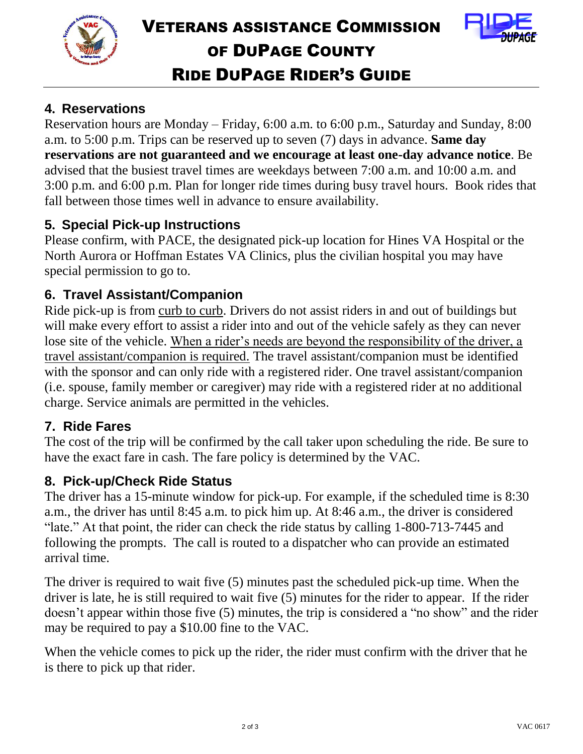# VETERANS ASSISTANCE COMMISSION OF DUPAGE COUNTY RIDE DUPAGE RIDER'S GUIDE

## 4. Reservations

Reservation hours are Monday – Friday, 6:00 a.m. to 6:00 p.m., Saturday and Sunday, 8:00 a.m. to 5:00 p.m. Trips can be reserved up to seven (7) days in advance. **Same day reservations are not guaranteed and we encourage at least one-day advance notice**. Be advised that the busiest travel times are weekdays between 7:00 a.m. and 10:00 a.m. and 3:00 p.m. and 6:00 p.m. Plan for longer ride times during busy travel hours. Book rides that fall between those times well in advance to ensure availability.

## 5. Special Pick-up Instructions

Please confirm, with PACE, the designated pick-up location for Hines VA Hospital or the North Aurora or Hoffman Estates VA Clinics, plus the civilian hospital you may have special permission to go to.

## 6. Travel Assistant/Companion

Ride pick-up is from curb to curb. Drivers do not assist riders in and out of buildings but will make every effort to assist a rider into and out of the vehicle safely as they can never lose site of the vehicle. When a rider's needs are beyond the responsibility of the driver, a travel assistant/companion is required. The travel assistant/companion must be identified with the sponsor and can only ride with a registered rider. One travel assistant/companion (i.e. spouse, family member or caregiver) may ride with a registered rider at no additional charge. Service animals are permitted in the vehicles.

## 7. Ride Fares

The cost of the trip will be confirmed by the call taker upon scheduling the ride. Be sure to have the exact fare in cash. The fare policy is determined by the VAC.

## 8. Pick-up/Check Ride Status

The driver has a 15-minute window for pick-up. For example, if the scheduled time is 8:30 a.m., the driver has until 8:45 a.m. to pick him up. At 8:46 a.m., the driver is considered "late." At that point, the rider can check the ride status by calling 1-800-713-7445 and following the prompts. The call is routed to a dispatcher who can provide an estimated arrival time.

The driver is required to wait five (5) minutes past the scheduled pick-up time. When the driver is late, he is still required to wait five (5) minutes for the rider to appear. If the rider doesn't appear within those five (5) minutes, the trip is considered a "no show" and the rider may be required to pay a $10.00 fine to the VAC.

When the vehicle comes to pick up the rider, the rider must confirm with the driver that he is there to pick up that rider.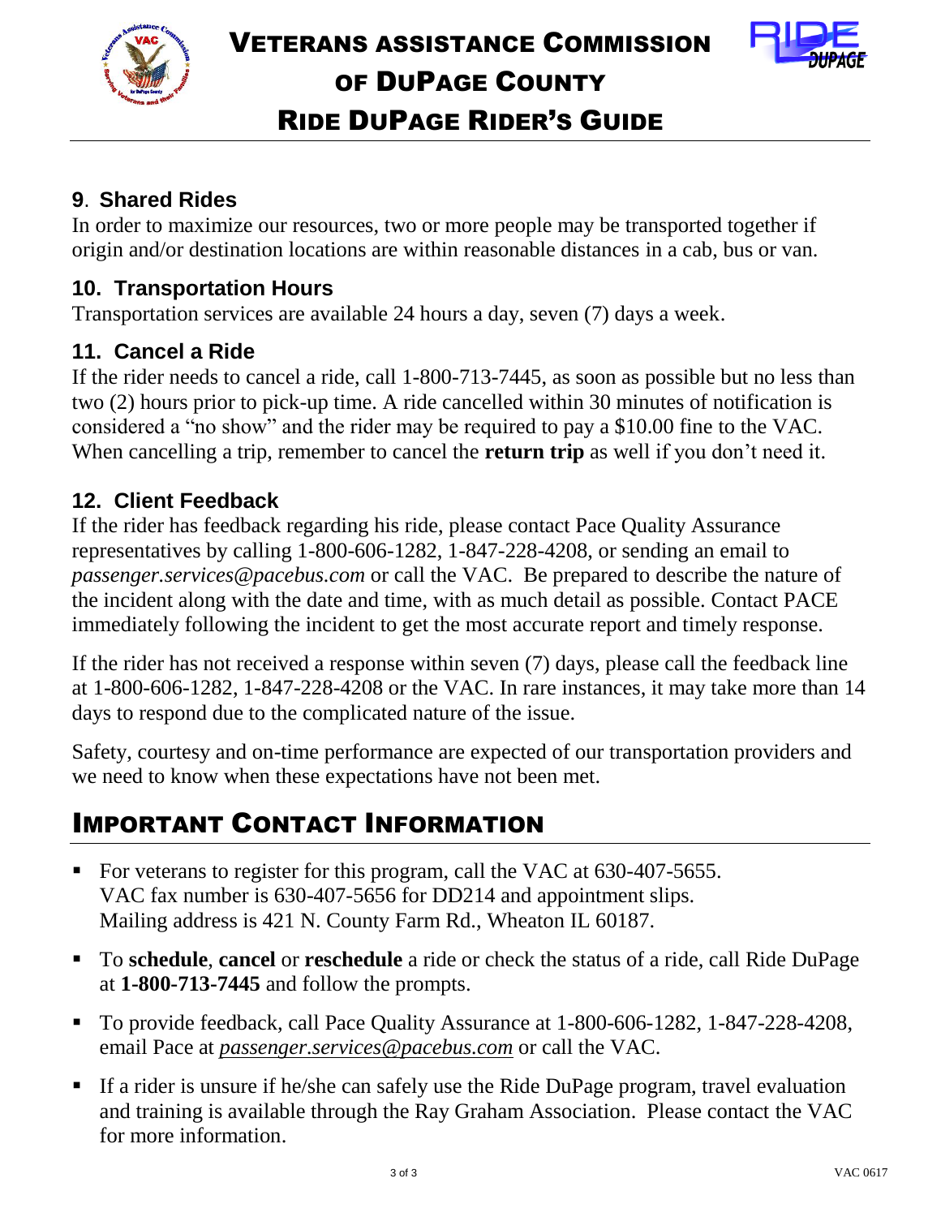# Veterans Assistance Commission of DuPage County

# Ride DuPage Rider's Guide

## 9. Shared Rides

In order to maximize our resources, two or more people may be transported together if origin and/or destination locations are within reasonable distances in a cab, bus or van.

## 10. Transportation Hours

Transportation services are available 24 hours a day, seven (7) days a week.

## 11. Cancel a Ride

If the rider needs to cancel a ride, call 1-800-713-7445, as soon as possible but no less than two (2) hours prior to pick-up time. A ride cancelled within 30 minutes of notification is considered a "no show" and the rider may be required to pay a $10.00 fine to the VAC. When cancelling a trip, remember to cancel the **return trip** as well if you don't need it.

## 12. Client Feedback

If the rider has feedback regarding his ride, please contact Pace Quality Assurance representatives by calling 1-800-606-1282, 1-847-228-4208, or sending an email to *passenger.services@pacebus.com* or call the VAC. Be prepared to describe the nature of the incident along with the date and time, with as much detail as possible. Contact PACE immediately following the incident to get the most accurate report and timely response.

If the rider has not received a response within seven (7) days, please call the feedback line at 1-800-606-1282, 1-847-228-4208 or the VAC. In rare instances, it may take more than 14 days to respond due to the complicated nature of the issue.

Safety, courtesy and on-time performance are expected of our transportation providers and we need to know when these expectations have not been met.

# Important Contact Information

- For veterans to register for this program, call the VAC at 630-407-5655.
  VAC fax number is 630-407-5656 for DD214 and appointment slips.
  Mailing address is 421 N. County Farm Rd., Wheaton IL 60187.
- To **schedule**, **cancel** or **reschedule** a ride or check the status of a ride, call Ride DuPage at **1-800-713-7445** and follow the prompts.
- To provide feedback, call Pace Quality Assurance at 1-800-606-1282, 1-847-228-4208, email Pace at *passenger.services@pacebus.com* or call the VAC.
- If a rider is unsure if he/she can safely use the Ride DuPage program, travel evaluation and training is available through the Ray Graham Association. Please contact the VAC for more information.

VAC 0617